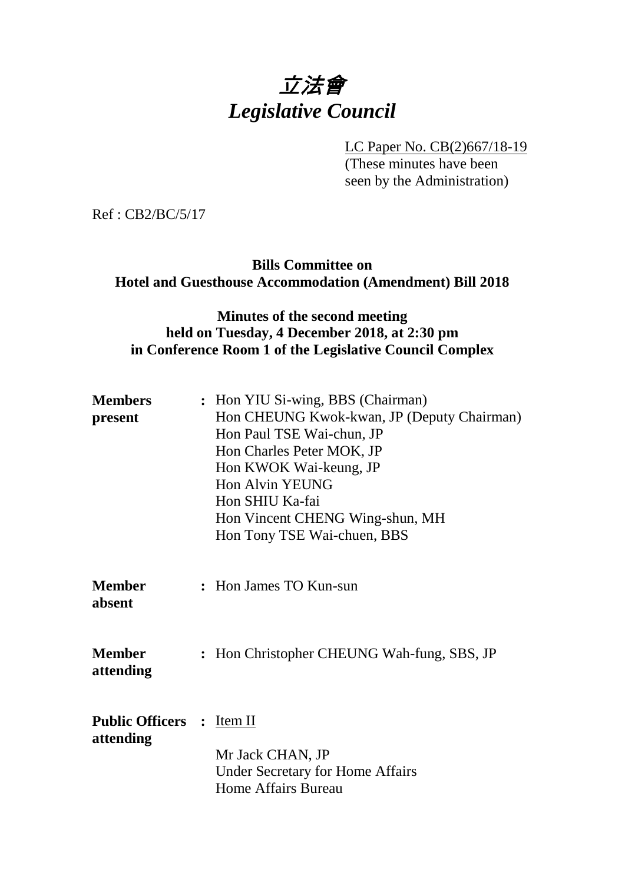# 立法會
# *Legislative Council*

LC Paper No. CB(2)667/18-19
(These minutes have been seen by the Administration)

Ref : CB2/BC/5/17

**Bills Committee on**
**Hotel and Guesthouse Accommodation (Amendment) Bill 2018**

**Minutes of the second meeting**
**held on Tuesday, 4 December 2018, at 2:30 pm**
**in Conference Room 1 of the Legislative Council Complex**

**Members present** : Hon YIU Si-wing, BBS (Chairman)
Hon CHEUNG Kwok-kwan, JP (Deputy Chairman)
Hon Paul TSE Wai-chun, JP
Hon Charles Peter MOK, JP
Hon KWOK Wai-keung, JP
Hon Alvin YEUNG
Hon SHIU Ka-fai
Hon Vincent CHENG Wing-shun, MH
Hon Tony TSE Wai-chuen, BBS

**Member absent** : Hon James TO Kun-sun

**Member attending** : Hon Christopher CHEUNG Wah-fung, SBS, JP

**Public Officers attending** : Item II

Mr Jack CHAN, JP
Under Secretary for Home Affairs
Home Affairs Bureau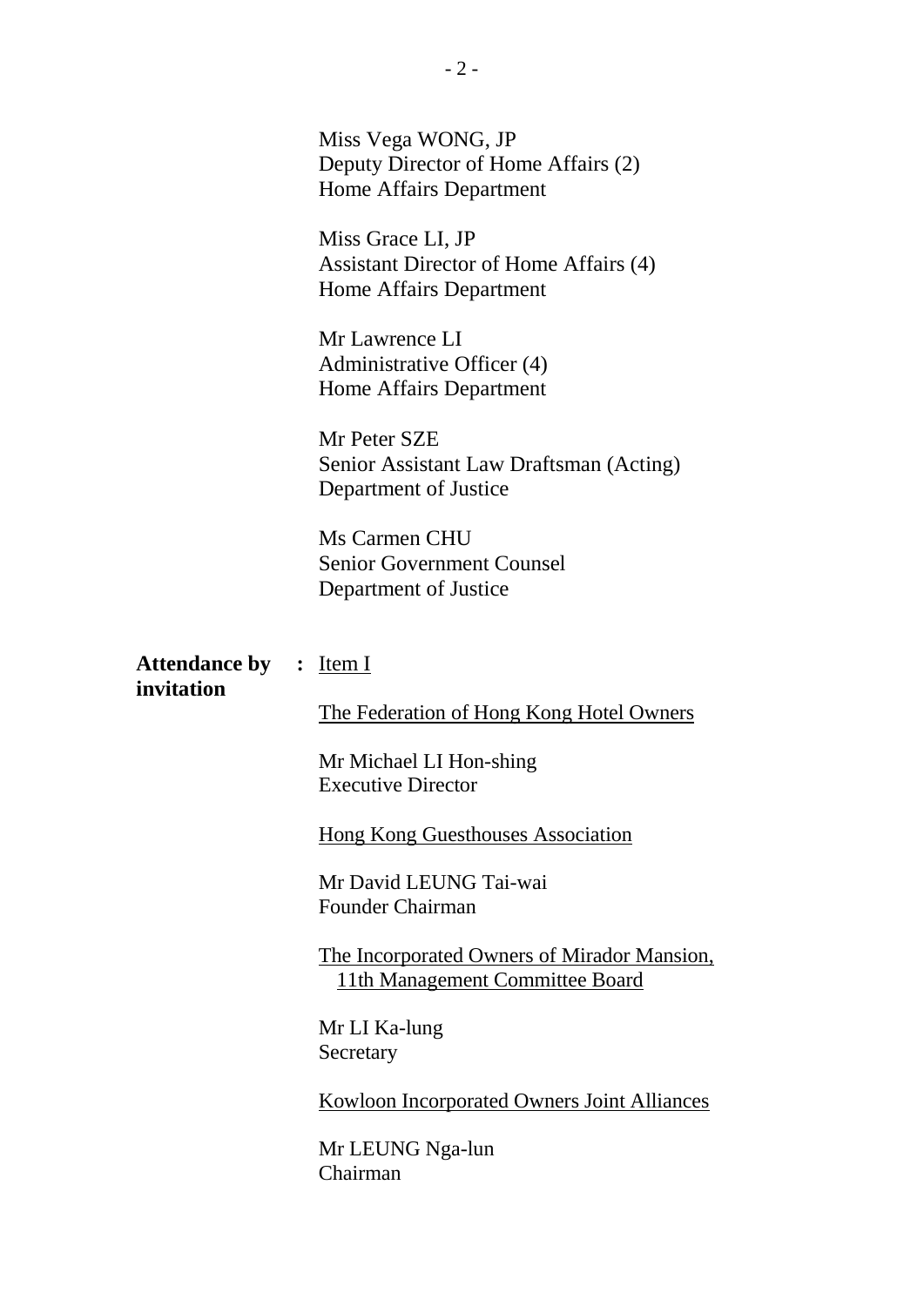Miss Vega WONG, JP
Deputy Director of Home Affairs (2)
Home Affairs Department

Miss Grace LI, JP
Assistant Director of Home Affairs (4)
Home Affairs Department

Mr Lawrence LI
Administrative Officer (4)
Home Affairs Department

Mr Peter SZE
Senior Assistant Law Draftsman (Acting)
Department of Justice

Ms Carmen CHU
Senior Government Counsel
Department of Justice

**Attendance by invitation** : Item I

The Federation of Hong Kong Hotel Owners

Mr Michael LI Hon-shing
Executive Director

Hong Kong Guesthouses Association

Mr David LEUNG Tai-wai
Founder Chairman

The Incorporated Owners of Mirador Mansion, 11th Management Committee Board

Mr LI Ka-lung
Secretary

Kowloon Incorporated Owners Joint Alliances

Mr LEUNG Nga-lun
Chairman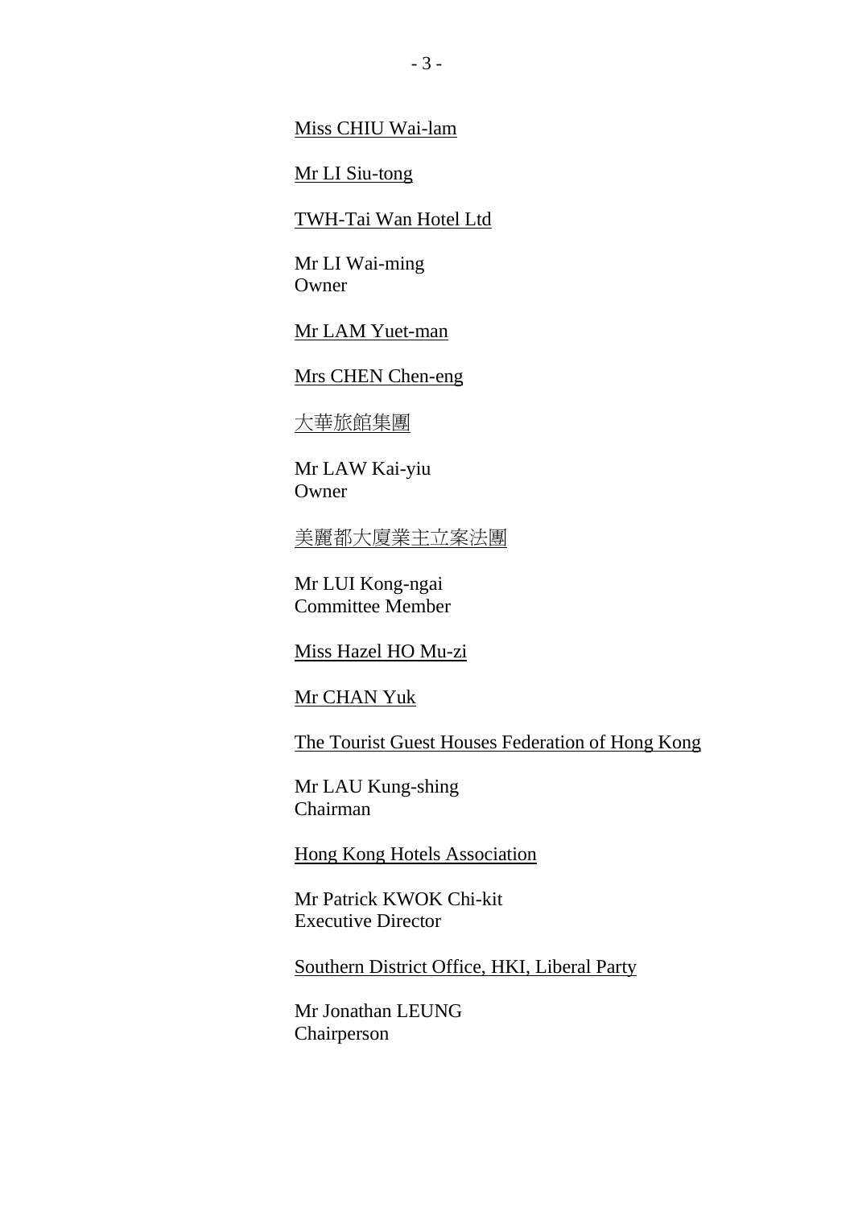Miss CHIU Wai-lam

Mr LI Siu-tong

TWH-Tai Wan Hotel Ltd

Mr LI Wai-ming
Owner

Mr LAM Yuet-man

Mrs CHEN Chen-eng

大華旅館集團

Mr LAW Kai-yiu
Owner

美麗都大廈業主立案法團

Mr LUI Kong-ngai
Committee Member

Miss Hazel HO Mu-zi

Mr CHAN Yuk

The Tourist Guest Houses Federation of Hong Kong

Mr LAU Kung-shing
Chairman

Hong Kong Hotels Association

Mr Patrick KWOK Chi-kit
Executive Director

Southern District Office, HKI, Liberal Party

Mr Jonathan LEUNG
Chairperson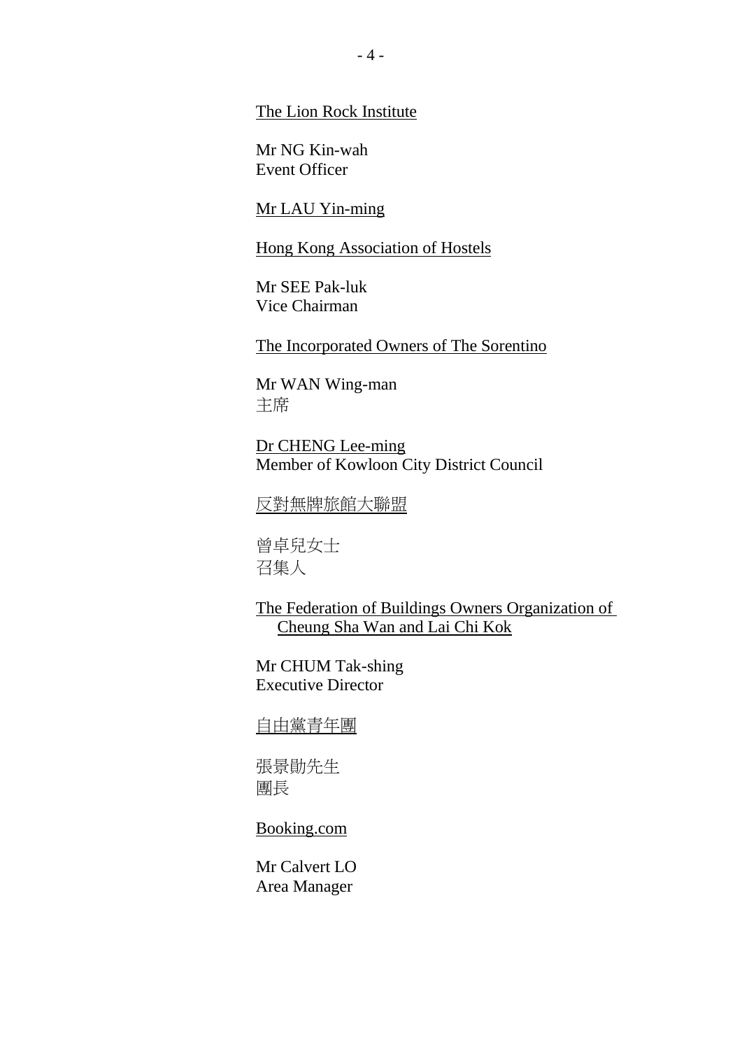<u>The Lion Rock Institute</u>

Mr NG Kin-wah
Event Officer

<u>Mr LAU Yin-ming</u>

<u>Hong Kong Association of Hostels</u>

Mr SEE Pak-luk
Vice Chairman

<u>The Incorporated Owners of The Sorentino</u>

Mr WAN Wing-man
主席

<u>Dr CHENG Lee-ming</u>
Member of Kowloon City District Council

<u>反對無牌旅館大聯盟</u>

曾卓兒女士
召集人

<u>The Federation of Buildings Owners Organization of Cheung Sha Wan and Lai Chi Kok</u>

Mr CHUM Tak-shing
Executive Director

<u>自由黨青年團</u>

張景勛先生
團長

<u>Booking.com</u>

Mr Calvert LO
Area Manager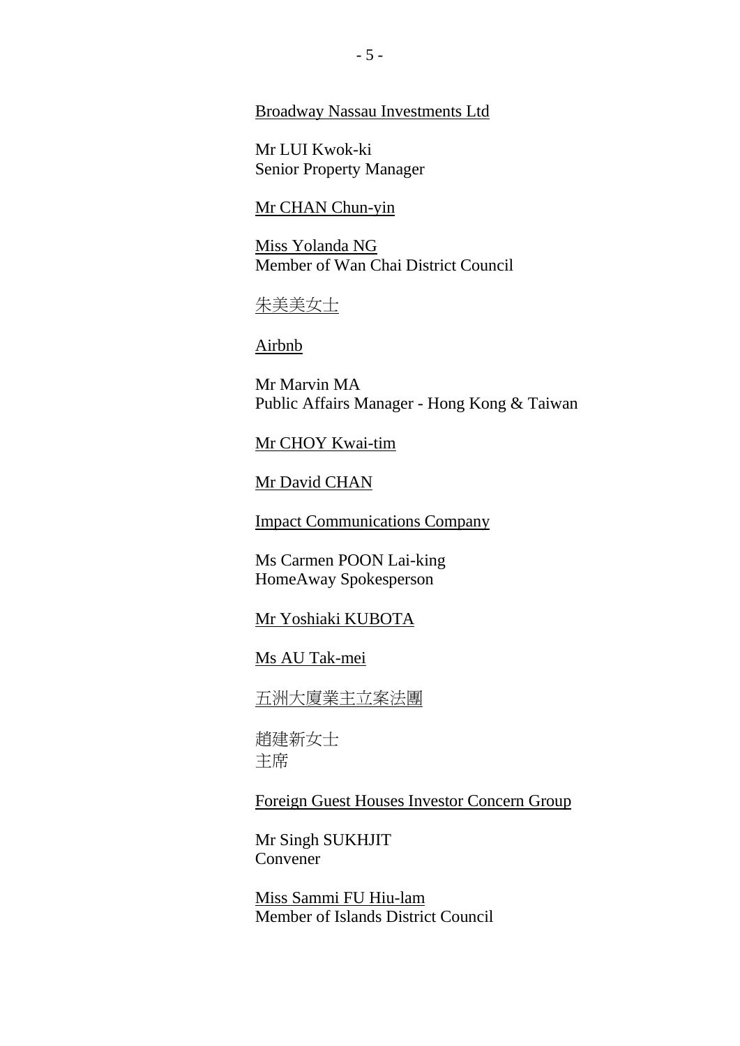Broadway Nassau Investments Ltd

Mr LUI Kwok-ki
Senior Property Manager

Mr CHAN Chun-yin

Miss Yolanda NG
Member of Wan Chai District Council

朱美美女士

Airbnb

Mr Marvin MA
Public Affairs Manager - Hong Kong & Taiwan

Mr CHOY Kwai-tim

Mr David CHAN

Impact Communications Company

Ms Carmen POON Lai-king
HomeAway Spokesperson

Mr Yoshiaki KUBOTA

Ms AU Tak-mei

五洲大廈業主立案法團

趙建新女士
主席

Foreign Guest Houses Investor Concern Group

Mr Singh SUKHJIT
Convener

Miss Sammi FU Hiu-lam
Member of Islands District Council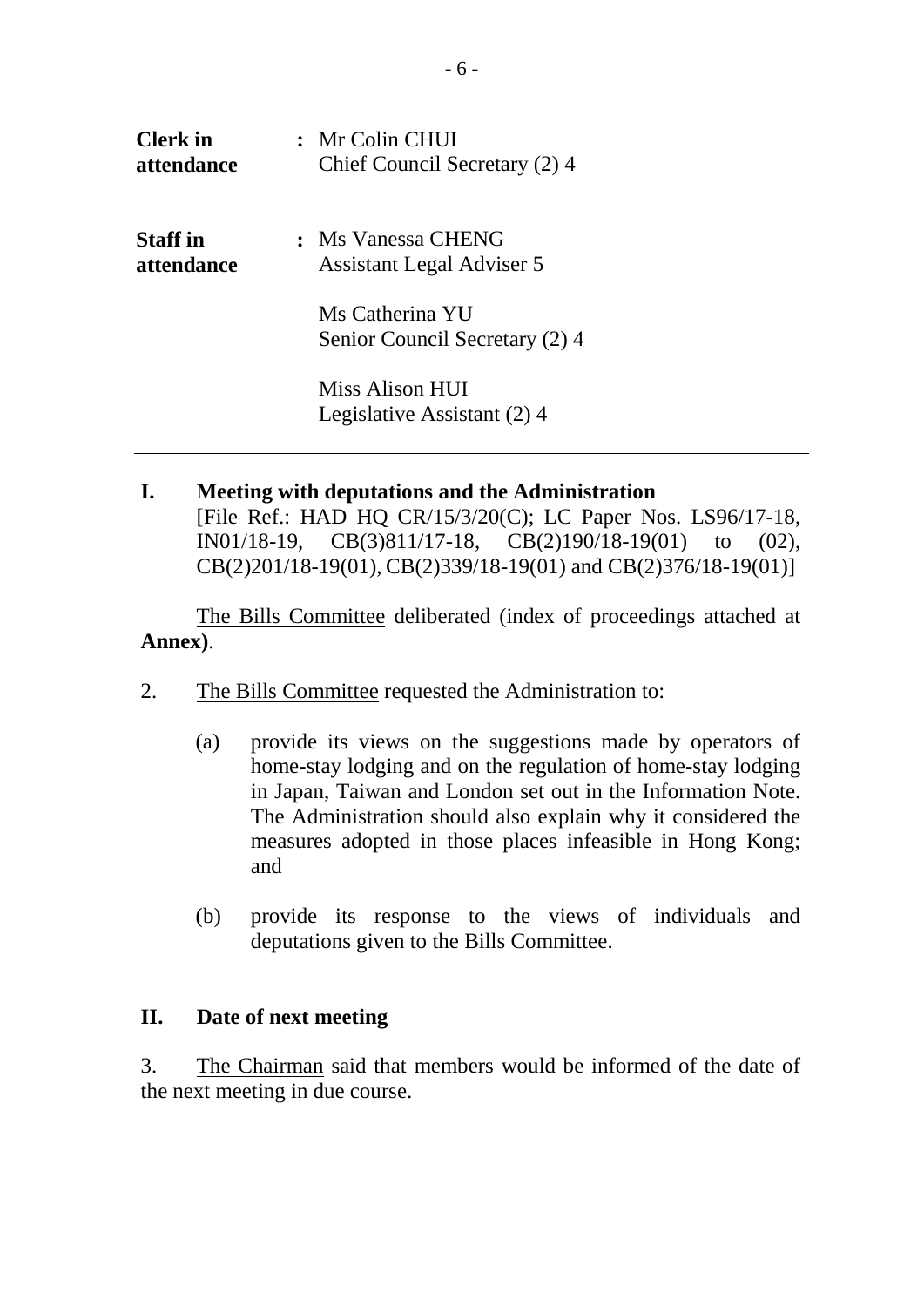| | | |
|---|---|---|
| **Clerk in attendance** | **:** | Mr Colin CHUI<br>Chief Council Secretary (2) 4 |
| **Staff in attendance** | **:** | Ms Vanessa CHENG<br>Assistant Legal Adviser 5<br><br>Ms Catherina YU<br>Senior Council Secretary (2) 4<br><br>Miss Alison HUI<br>Legislative Assistant (2) 4 |

---

## I. Meeting with deputations and the Administration

[File Ref.: HAD HQ CR/15/3/20(C); LC Paper Nos. LS96/17-18, IN01/18-19, CB(3)811/17-18, CB(2)190/18-19(01) to (02), CB(2)201/18-19(01), CB(2)339/18-19(01) and CB(2)376/18-19(01)]

<u>The Bills Committee</u> deliberated (index of proceedings attached at **Annex)**.

2. <u>The Bills Committee</u> requested the Administration to:

(a) provide its views on the suggestions made by operators of home-stay lodging and on the regulation of home-stay lodging in Japan, Taiwan and London set out in the Information Note. The Administration should also explain why it considered the measures adopted in those places infeasible in Hong Kong; and

(b) provide its response to the views of individuals and deputations given to the Bills Committee.

## II. Date of next meeting

3. <u>The Chairman</u> said that members would be informed of the date of the next meeting in due course.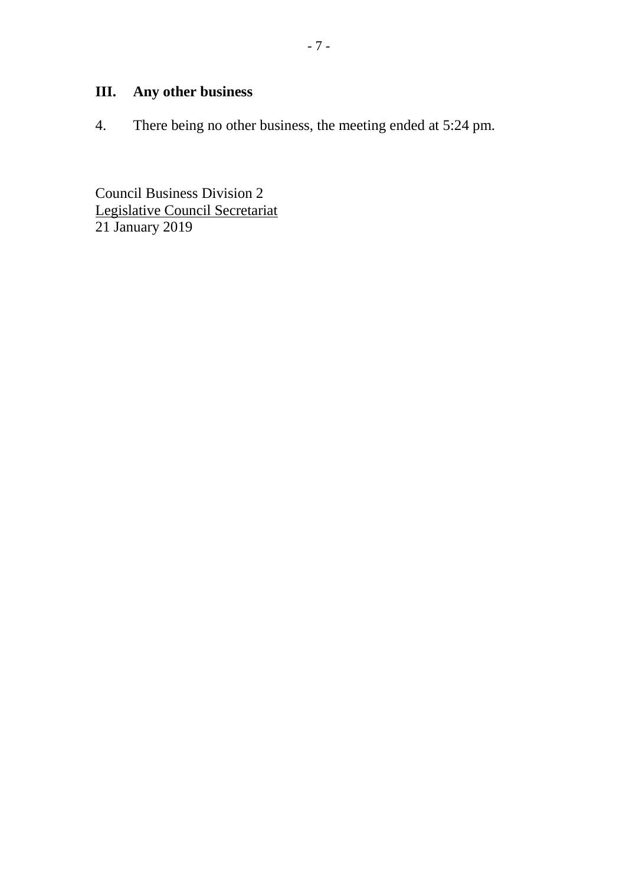## III. Any other business

4. There being no other business, the meeting ended at 5:24 pm.

Council Business Division 2
Legislative Council Secretariat
21 January 2019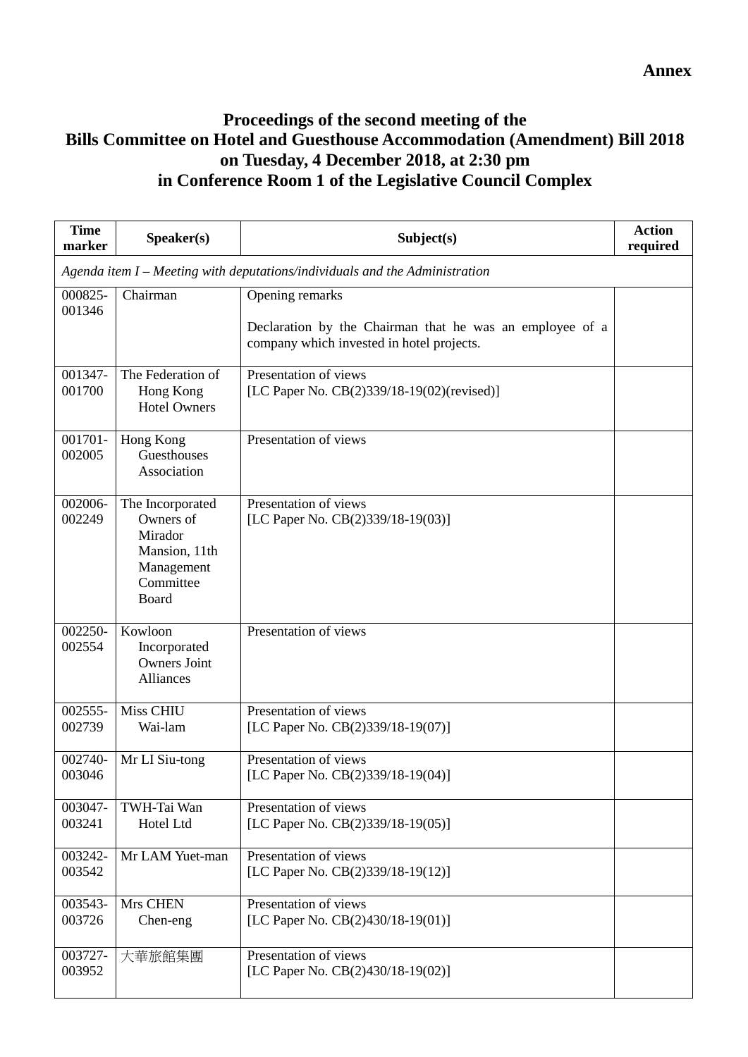**Annex**

# Proceedings of the second meeting of the Bills Committee on Hotel and Guesthouse Accommodation (Amendment) Bill 2018 on Tuesday, 4 December 2018, at 2:30 pm in Conference Room 1 of the Legislative Council Complex

| Time marker | Speaker(s) | Subject(s) | Action required |
|---|---|---|---|
| *Agenda item I – Meeting with deputations/individuals and the Administration* | | | |
| 000825-001346 | Chairman | Opening remarks<br><br>Declaration by the Chairman that he was an employee of a company which invested in hotel projects. | |
| 001347-001700 | The Federation of Hong Kong Hotel Owners | Presentation of views<br>[LC Paper No. CB(2)339/18-19(02)(revised)] | |
| 001701-002005 | Hong Kong Guesthouses Association | Presentation of views | |
| 002006-002249 | The Incorporated Owners of Mirador Mansion, 11th Management Committee Board | Presentation of views<br>[LC Paper No. CB(2)339/18-19(03)] | |
| 002250-002554 | Kowloon Incorporated Owners Joint Alliances | Presentation of views | |
| 002555-002739 | Miss CHIU Wai-lam | Presentation of views<br>[LC Paper No. CB(2)339/18-19(07)] | |
| 002740-003046 | Mr LI Siu-tong | Presentation of views<br>[LC Paper No. CB(2)339/18-19(04)] | |
| 003047-003241 | TWH-Tai Wan Hotel Ltd | Presentation of views<br>[LC Paper No. CB(2)339/18-19(05)] | |
| 003242-003542 | Mr LAM Yuet-man | Presentation of views<br>[LC Paper No. CB(2)339/18-19(12)] | |
| 003543-003726 | Mrs CHEN Chen-eng | Presentation of views<br>[LC Paper No. CB(2)430/18-19(01)] | |
| 003727-003952 | 大華旅館集團 | Presentation of views<br>[LC Paper No. CB(2)430/18-19(02)] | |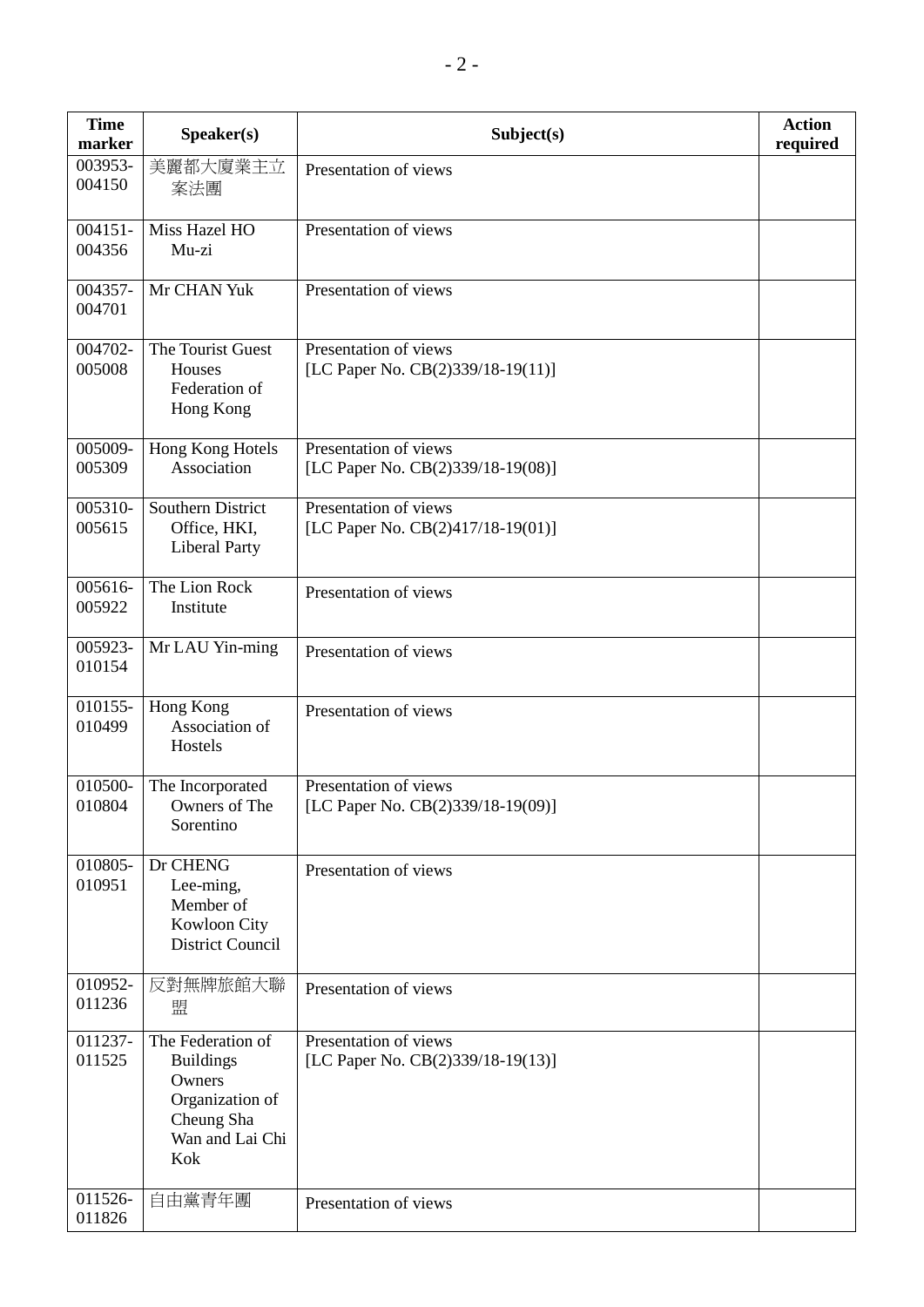| Time marker | Speaker(s) | Subject(s) | Action required |
|---|---|---|---|
| 003953-004150 | 美麗都大廈業主立案法團 | Presentation of views | |
| 004151-004356 | Miss Hazel HO Mu-zi | Presentation of views | |
| 004357-004701 | Mr CHAN Yuk | Presentation of views | |
| 004702-005008 | The Tourist Guest Houses Federation of Hong Kong | Presentation of views [LC Paper No. CB(2)339/18-19(11)] | |
| 005009-005309 | Hong Kong Hotels Association | Presentation of views [LC Paper No. CB(2)339/18-19(08)] | |
| 005310-005615 | Southern District Office, HKI, Liberal Party | Presentation of views [LC Paper No. CB(2)417/18-19(01)] | |
| 005616-005922 | The Lion Rock Institute | Presentation of views | |
| 005923-010154 | Mr LAU Yin-ming | Presentation of views | |
| 010155-010499 | Hong Kong Association of Hostels | Presentation of views | |
| 010500-010804 | The Incorporated Owners of The Sorentino | Presentation of views [LC Paper No. CB(2)339/18-19(09)] | |
| 010805-010951 | Dr CHENG Lee-ming, Member of Kowloon City District Council | Presentation of views | |
| 010952-011236 | 反對無牌旅館大聯盟 | Presentation of views | |
| 011237-011525 | The Federation of Buildings Owners Organization of Cheung Sha Wan and Lai Chi Kok | Presentation of views [LC Paper No. CB(2)339/18-19(13)] | |
| 011526-011826 | 自由黨青年團 | Presentation of views | |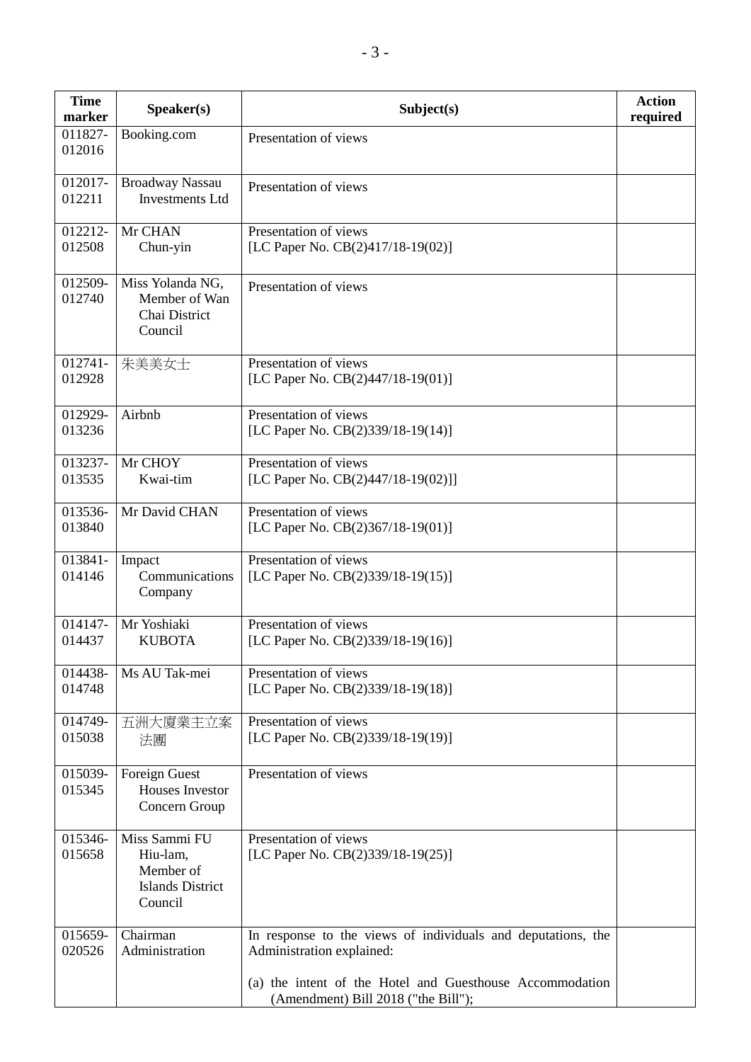| Time marker | Speaker(s) | Subject(s) | Action required |
|---|---|---|---|
| 011827-012016 | Booking.com | Presentation of views | |
| 012017-012211 | Broadway Nassau Investments Ltd | Presentation of views | |
| 012212-012508 | Mr CHAN Chun-yin | Presentation of views [LC Paper No. CB(2)417/18-19(02)] | |
| 012509-012740 | Miss Yolanda NG, Member of Wan Chai District Council | Presentation of views | |
| 012741-012928 | 朱美美女士 | Presentation of views [LC Paper No. CB(2)447/18-19(01)] | |
| 012929-013236 | Airbnb | Presentation of views [LC Paper No. CB(2)339/18-19(14)] | |
| 013237-013535 | Mr CHOY Kwai-tim | Presentation of views [LC Paper No. CB(2)447/18-19(02)]] | |
| 013536-013840 | Mr David CHAN | Presentation of views [LC Paper No. CB(2)367/18-19(01)] | |
| 013841-014146 | Impact Communications Company | Presentation of views [LC Paper No. CB(2)339/18-19(15)] | |
| 014147-014437 | Mr Yoshiaki KUBOTA | Presentation of views [LC Paper No. CB(2)339/18-19(16)] | |
| 014438-014748 | Ms AU Tak-mei | Presentation of views [LC Paper No. CB(2)339/18-19(18)] | |
| 014749-015038 | 五洲大廈業主立案法團 | Presentation of views [LC Paper No. CB(2)339/18-19(19)] | |
| 015039-015345 | Foreign Guest Houses Investor Concern Group | Presentation of views | |
| 015346-015658 | Miss Sammi FU Hiu-lam, Member of Islands District Council | Presentation of views [LC Paper No. CB(2)339/18-19(25)] | |
| 015659-020526 | Chairman<br>Administration | In response to the views of individuals and deputations, the Administration explained:<br><br>(a) the intent of the Hotel and Guesthouse Accommodation (Amendment) Bill 2018 ("the Bill"); | |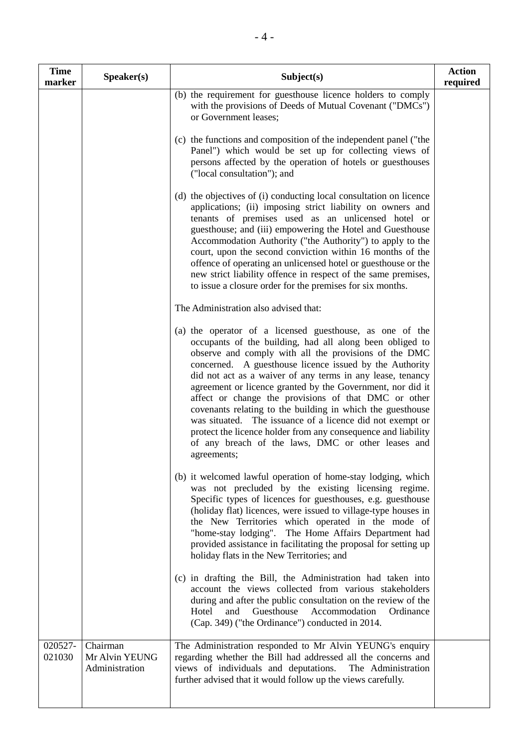| Time marker | Speaker(s) | Subject(s) | Action required |
|---|---|---|---|
| | | (b) the requirement for guesthouse licence holders to comply with the provisions of Deeds of Mutual Covenant ("DMCs") or Government leases;<br><br>(c) the functions and composition of the independent panel ("the Panel") which would be set up for collecting views of persons affected by the operation of hotels or guesthouses ("local consultation"); and<br><br>(d) the objectives of (i) conducting local consultation on licence applications; (ii) imposing strict liability on owners and tenants of premises used as an unlicensed hotel or guesthouse; and (iii) empowering the Hotel and Guesthouse Accommodation Authority ("the Authority") to apply to the court, upon the second conviction within 16 months of the offence of operating an unlicensed hotel or guesthouse or the new strict liability offence in respect of the same premises, to issue a closure order for the premises for six months.<br><br>The Administration also advised that:<br><br>(a) the operator of a licensed guesthouse, as one of the occupants of the building, had all along been obliged to observe and comply with all the provisions of the DMC concerned. A guesthouse licence issued by the Authority did not act as a waiver of any terms in any lease, tenancy agreement or licence granted by the Government, nor did it affect or change the provisions of that DMC or other covenants relating to the building in which the guesthouse was situated. The issuance of a licence did not exempt or protect the licence holder from any consequence and liability of any breach of the laws, DMC or other leases and agreements;<br><br>(b) it welcomed lawful operation of home-stay lodging, which was not precluded by the existing licensing regime. Specific types of licences for guesthouses, e.g. guesthouse (holiday flat) licences, were issued to village-type houses in the New Territories which operated in the mode of "home-stay lodging". The Home Affairs Department had provided assistance in facilitating the proposal for setting up holiday flats in the New Territories; and<br><br>(c) in drafting the Bill, the Administration had taken into account the views collected from various stakeholders during and after the public consultation on the review of the Hotel and Guesthouse Accommodation Ordinance (Cap. 349) ("the Ordinance") conducted in 2014. | |
| 020527-021030 | Chairman<br>Mr Alvin YEUNG<br>Administration | The Administration responded to Mr Alvin YEUNG's enquiry regarding whether the Bill had addressed all the concerns and views of individuals and deputations. The Administration further advised that it would follow up the views carefully. | |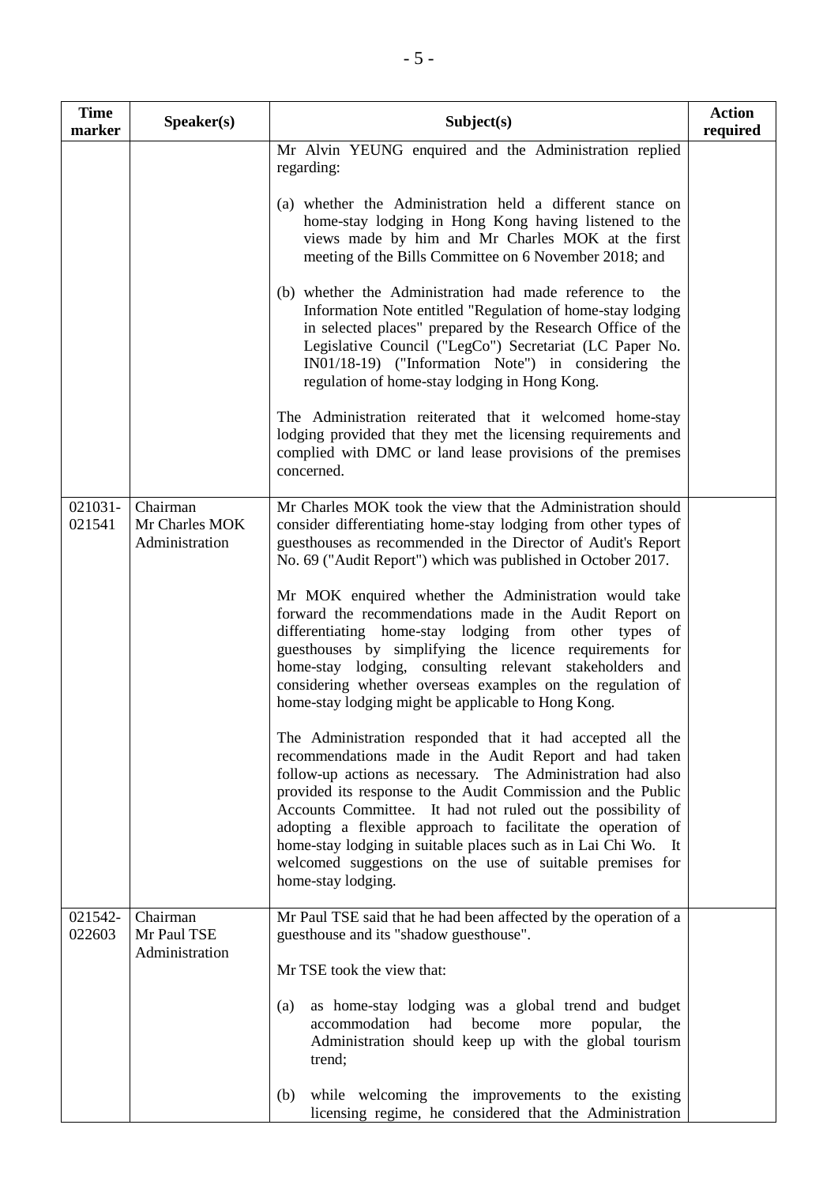| Time marker | Speaker(s) | Subject(s) | Action required |
|---|---|---|---|
| | | Mr Alvin YEUNG enquired and the Administration replied regarding:<br><br>(a) whether the Administration held a different stance on home-stay lodging in Hong Kong having listened to the views made by him and Mr Charles MOK at the first meeting of the Bills Committee on 6 November 2018; and<br><br>(b) whether the Administration had made reference to the Information Note entitled "Regulation of home-stay lodging in selected places" prepared by the Research Office of the Legislative Council ("LegCo") Secretariat (LC Paper No. IN01/18-19) ("Information Note") in considering the regulation of home-stay lodging in Hong Kong.<br><br>The Administration reiterated that it welcomed home-stay lodging provided that they met the licensing requirements and complied with DMC or land lease provisions of the premises concerned. | |
| 021031-021541 | Chairman<br>Mr Charles MOK<br>Administration | Mr Charles MOK took the view that the Administration should consider differentiating home-stay lodging from other types of guesthouses as recommended in the Director of Audit's Report No. 69 ("Audit Report") which was published in October 2017.<br><br>Mr MOK enquired whether the Administration would take forward the recommendations made in the Audit Report on differentiating home-stay lodging from other types of guesthouses by simplifying the licence requirements for home-stay lodging, consulting relevant stakeholders and considering whether overseas examples on the regulation of home-stay lodging might be applicable to Hong Kong.<br><br>The Administration responded that it had accepted all the recommendations made in the Audit Report and had taken follow-up actions as necessary. The Administration had also provided its response to the Audit Commission and the Public Accounts Committee. It had not ruled out the possibility of adopting a flexible approach to facilitate the operation of home-stay lodging in suitable places such as in Lai Chi Wo. It welcomed suggestions on the use of suitable premises for home-stay lodging. | |
| 021542-022603 | Chairman<br>Mr Paul TSE<br>Administration | Mr Paul TSE said that he had been affected by the operation of a guesthouse and its "shadow guesthouse".<br><br>Mr TSE took the view that:<br><br>(a) as home-stay lodging was a global trend and budget accommodation had become more popular, the Administration should keep up with the global tourism trend;<br><br>(b) while welcoming the improvements to the existing licensing regime, he considered that the Administration | |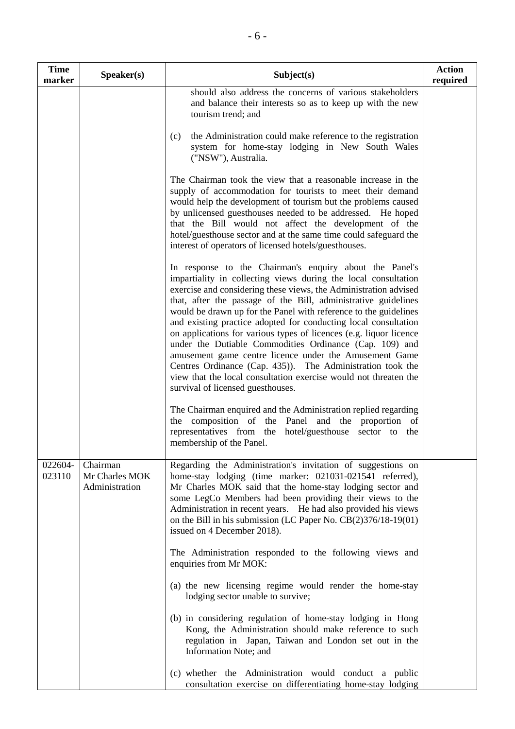| Time marker | Speaker(s) | Subject(s) | Action required |
|---|---|---|---|
| | | should also address the concerns of various stakeholders and balance their interests so as to keep up with the new tourism trend; and<br><br>(c) the Administration could make reference to the registration system for home-stay lodging in New South Wales ("NSW"), Australia.<br><br>The Chairman took the view that a reasonable increase in the supply of accommodation for tourists to meet their demand would help the development of tourism but the problems caused by unlicensed guesthouses needed to be addressed. He hoped that the Bill would not affect the development of the hotel/guesthouse sector and at the same time could safeguard the interest of operators of licensed hotels/guesthouses.<br><br>In response to the Chairman's enquiry about the Panel's impartiality in collecting views during the local consultation exercise and considering these views, the Administration advised that, after the passage of the Bill, administrative guidelines would be drawn up for the Panel with reference to the guidelines and existing practice adopted for conducting local consultation on applications for various types of licences (e.g. liquor licence under the Dutiable Commodities Ordinance (Cap. 109) and amusement game centre licence under the Amusement Game Centres Ordinance (Cap. 435)). The Administration took the view that the local consultation exercise would not threaten the survival of licensed guesthouses.<br><br>The Chairman enquired and the Administration replied regarding the composition of the Panel and the proportion of representatives from the hotel/guesthouse sector to the membership of the Panel. | |
| 022604-023110 | Chairman<br>Mr Charles MOK<br>Administration | Regarding the Administration's invitation of suggestions on home-stay lodging (time marker: 021031-021541 referred), Mr Charles MOK said that the home-stay lodging sector and some LegCo Members had been providing their views to the Administration in recent years. He had also provided his views on the Bill in his submission (LC Paper No. CB(2)376/18-19(01) issued on 4 December 2018).<br><br>The Administration responded to the following views and enquiries from Mr MOK:<br><br>(a) the new licensing regime would render the home-stay lodging sector unable to survive;<br><br>(b) in considering regulation of home-stay lodging in Hong Kong, the Administration should make reference to such regulation in Japan, Taiwan and London set out in the Information Note; and<br><br>(c) whether the Administration would conduct a public consultation exercise on differentiating home-stay lodging | |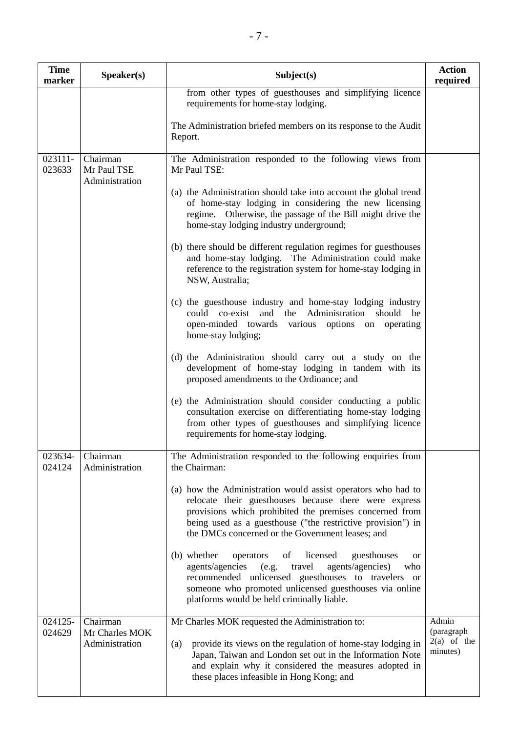| Time marker | Speaker(s) | Subject(s) | Action required |
|---|---|---|---|
| | | from other types of guesthouses and simplifying licence requirements for home-stay lodging.<br><br>The Administration briefed members on its response to the Audit Report. | |
| 023111-023633 | Chairman<br>Mr Paul TSE<br>Administration | The Administration responded to the following views from Mr Paul TSE:<br><br>(a) the Administration should take into account the global trend of home-stay lodging in considering the new licensing regime. Otherwise, the passage of the Bill might drive the home-stay lodging industry underground;<br><br>(b) there should be different regulation regimes for guesthouses and home-stay lodging. The Administration could make reference to the registration system for home-stay lodging in NSW, Australia;<br><br>(c) the guesthouse industry and home-stay lodging industry could co-exist and the Administration should be open-minded towards various options on operating home-stay lodging;<br><br>(d) the Administration should carry out a study on the development of home-stay lodging in tandem with its proposed amendments to the Ordinance; and<br><br>(e) the Administration should consider conducting a public consultation exercise on differentiating home-stay lodging from other types of guesthouses and simplifying licence requirements for home-stay lodging. | |
| 023634-024124 | Chairman<br>Administration | The Administration responded to the following enquiries from the Chairman:<br><br>(a) how the Administration would assist operators who had to relocate their guesthouses because there were express provisions which prohibited the premises concerned from being used as a guesthouse ("the restrictive provision") in the DMCs concerned or the Government leases; and<br><br>(b) whether operators of licensed guesthouses or agents/agencies (e.g. travel agents/agencies) who recommended unlicensed guesthouses to travelers or someone who promoted unlicensed guesthouses via online platforms would be held criminally liable. | |
| 024125-024629 | Chairman<br>Mr Charles MOK<br>Administration | Mr Charles MOK requested the Administration to:<br><br>(a) provide its views on the regulation of home-stay lodging in Japan, Taiwan and London set out in the Information Note and explain why it considered the measures adopted in these places infeasible in Hong Kong; and | Admin (paragraph 2(a) of the minutes) |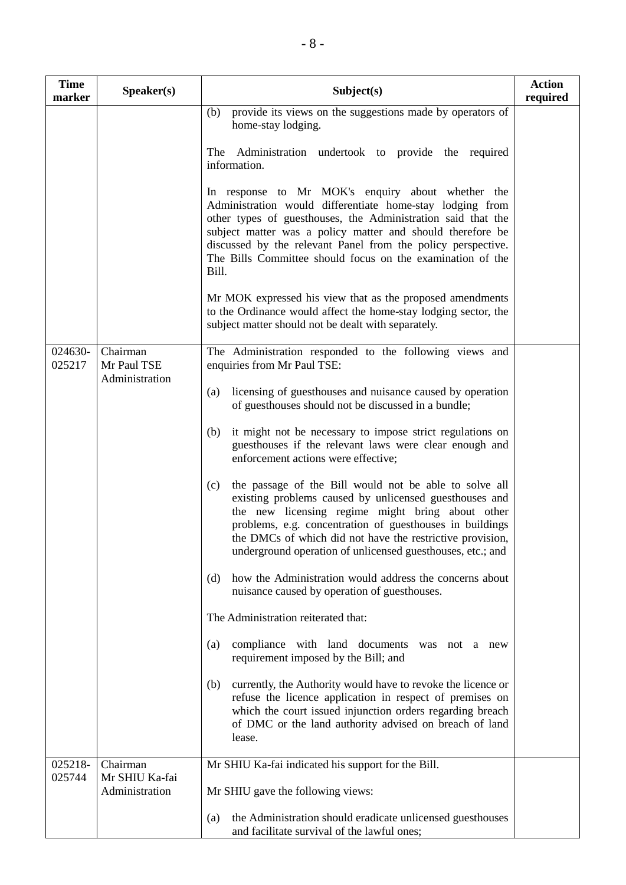| Time marker | Speaker(s) | Subject(s) | Action required |
| --- | --- | --- | --- |
| | | (b) provide its views on the suggestions made by operators of home-stay lodging.<br><br>The Administration undertook to provide the required information.<br><br>In response to Mr MOK's enquiry about whether the Administration would differentiate home-stay lodging from other types of guesthouses, the Administration said that the subject matter was a policy matter and should therefore be discussed by the relevant Panel from the policy perspective. The Bills Committee should focus on the examination of the Bill.<br><br>Mr MOK expressed his view that as the proposed amendments to the Ordinance would affect the home-stay lodging sector, the subject matter should not be dealt with separately. | |
| 024630-025217 | Chairman<br>Mr Paul TSE<br>Administration | The Administration responded to the following views and enquiries from Mr Paul TSE:<br><br>(a) licensing of guesthouses and nuisance caused by operation of guesthouses should not be discussed in a bundle;<br><br>(b) it might not be necessary to impose strict regulations on guesthouses if the relevant laws were clear enough and enforcement actions were effective;<br><br>(c) the passage of the Bill would not be able to solve all existing problems caused by unlicensed guesthouses and the new licensing regime might bring about other problems, e.g. concentration of guesthouses in buildings the DMCs of which did not have the restrictive provision, underground operation of unlicensed guesthouses, etc.; and<br><br>(d) how the Administration would address the concerns about nuisance caused by operation of guesthouses.<br><br>The Administration reiterated that:<br><br>(a) compliance with land documents was not a new requirement imposed by the Bill; and<br><br>(b) currently, the Authority would have to revoke the licence or refuse the licence application in respect of premises on which the court issued injunction orders regarding breach of DMC or the land authority advised on breach of land lease. | |
| 025218-025744 | Chairman<br>Mr SHIU Ka-fai<br>Administration | Mr SHIU Ka-fai indicated his support for the Bill.<br><br>Mr SHIU gave the following views:<br><br>(a) the Administration should eradicate unlicensed guesthouses and facilitate survival of the lawful ones; | |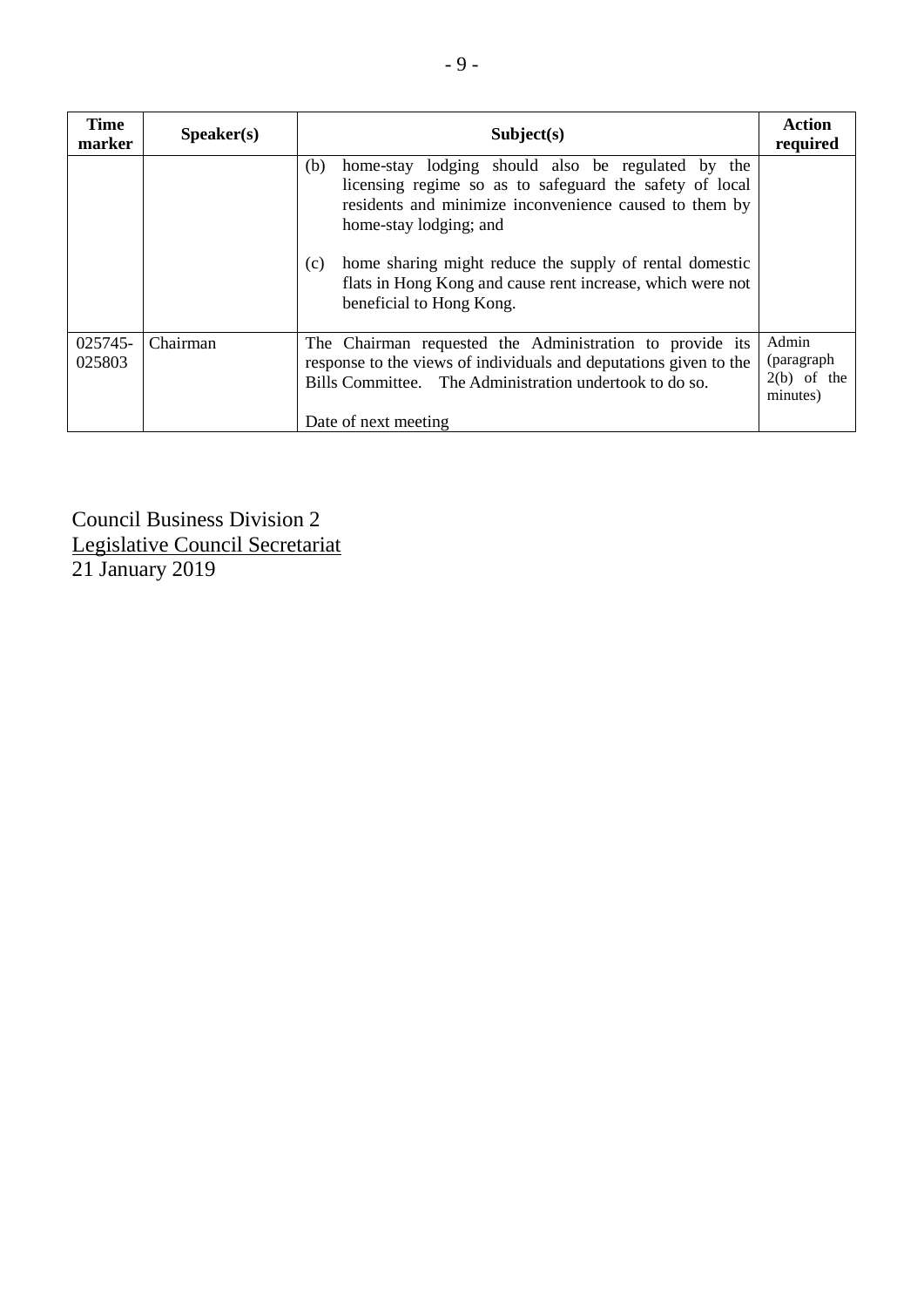| Time marker | Speaker(s) | Subject(s) | Action required |
|---|---|---|---|
| | | (b) home-stay lodging should also be regulated by the licensing regime so as to safeguard the safety of local residents and minimize inconvenience caused to them by home-stay lodging; and<br><br>(c) home sharing might reduce the supply of rental domestic flats in Hong Kong and cause rent increase, which were not beneficial to Hong Kong. | |
| 025745-025803 | Chairman | The Chairman requested the Administration to provide its response to the views of individuals and deputations given to the Bills Committee. The Administration undertook to do so.<br><br>Date of next meeting | Admin (paragraph 2(b) of the minutes) |

Council Business Division 2
Legislative Council Secretariat
21 January 2019